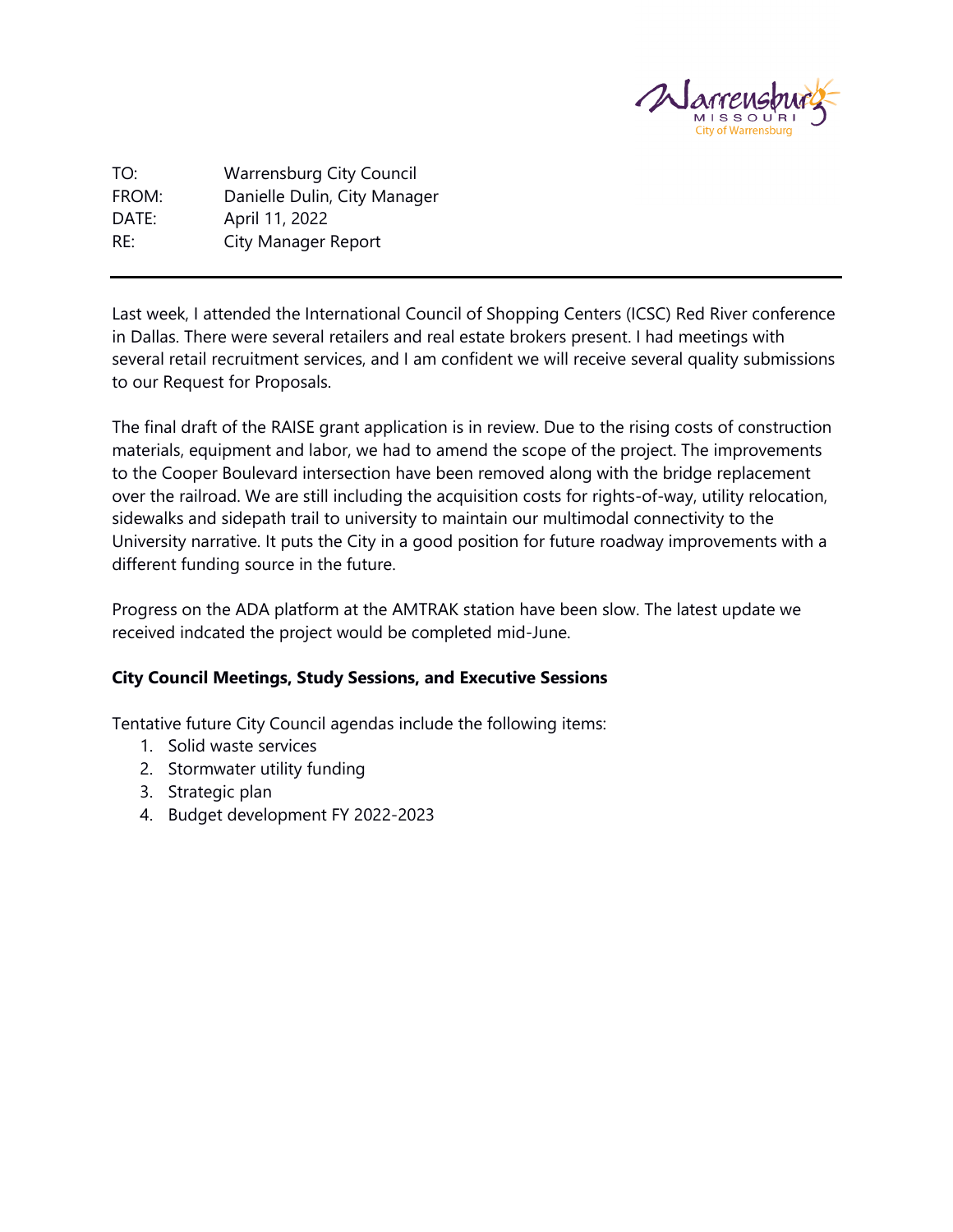TO: Warrensburg City Council
FROM: Danielle Dulin, City Manager
DATE: April 11, 2022
RE: City Manager Report

---

Last week, I attended the International Council of Shopping Centers (ICSC) Red River conference in Dallas. There were several retailers and real estate brokers present. I had meetings with several retail recruitment services, and I am confident we will receive several quality submissions to our Request for Proposals.

The final draft of the RAISE grant application is in review. Due to the rising costs of construction materials, equipment and labor, we had to amend the scope of the project. The improvements to the Cooper Boulevard intersection have been removed along with the bridge replacement over the railroad. We are still including the acquisition costs for rights-of-way, utility relocation, sidewalks and sidepath trail to university to maintain our multimodal connectivity to the University narrative. It puts the City in a good position for future roadway improvements with a different funding source in the future.

Progress on the ADA platform at the AMTRAK station have been slow. The latest update we received indcated the project would be completed mid-June.

**City Council Meetings, Study Sessions, and Executive Sessions**

Tentative future City Council agendas include the following items:

1. Solid waste services
2. Stormwater utility funding
3. Strategic plan
4. Budget development FY 2022-2023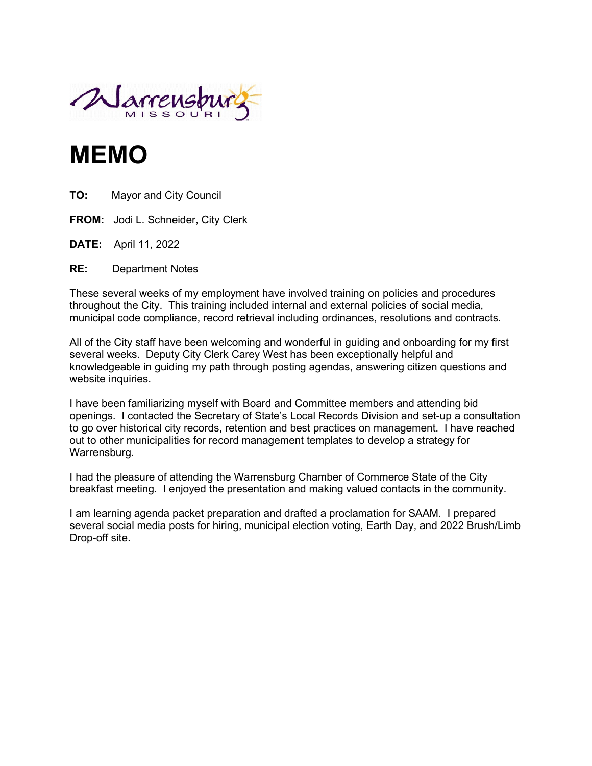Warrensburg MISSOURI

# MEMO

**TO:** Mayor and City Council

**FROM:** Jodi L. Schneider, City Clerk

**DATE:** April 11, 2022

**RE:** Department Notes

These several weeks of my employment have involved training on policies and procedures throughout the City. This training included internal and external policies of social media, municipal code compliance, record retrieval including ordinances, resolutions and contracts.

All of the City staff have been welcoming and wonderful in guiding and onboarding for my first several weeks. Deputy City Clerk Carey West has been exceptionally helpful and knowledgeable in guiding my path through posting agendas, answering citizen questions and website inquiries.

I have been familiarizing myself with Board and Committee members and attending bid openings. I contacted the Secretary of State's Local Records Division and set-up a consultation to go over historical city records, retention and best practices on management. I have reached out to other municipalities for record management templates to develop a strategy for Warrensburg.

I had the pleasure of attending the Warrensburg Chamber of Commerce State of the City breakfast meeting. I enjoyed the presentation and making valued contacts in the community.

I am learning agenda packet preparation and drafted a proclamation for SAAM. I prepared several social media posts for hiring, municipal election voting, Earth Day, and 2022 Brush/Limb Drop-off site.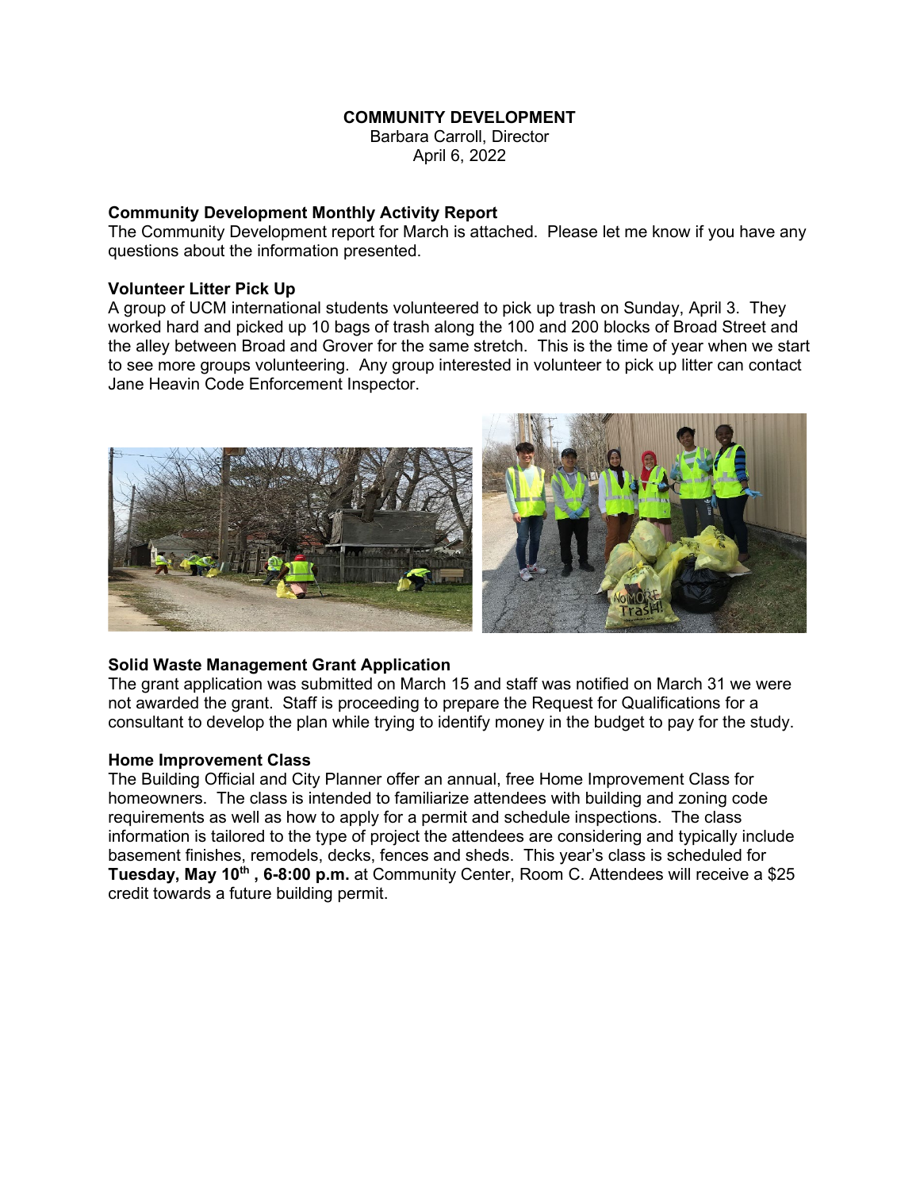**COMMUNITY DEVELOPMENT**
Barbara Carroll, Director
April 6, 2022

### Community Development Monthly Activity Report

The Community Development report for March is attached. Please let me know if you have any questions about the information presented.

### Volunteer Litter Pick Up

A group of UCM international students volunteered to pick up trash on Sunday, April 3. They worked hard and picked up 10 bags of trash along the 100 and 200 blocks of Broad Street and the alley between Broad and Grover for the same stretch. This is the time of year when we start to see more groups volunteering. Any group interested in volunteer to pick up litter can contact Jane Heavin Code Enforcement Inspector.

### Solid Waste Management Grant Application

The grant application was submitted on March 15 and staff was notified on March 31 we were not awarded the grant. Staff is proceeding to prepare the Request for Qualifications for a consultant to develop the plan while trying to identify money in the budget to pay for the study.

### Home Improvement Class

The Building Official and City Planner offer an annual, free Home Improvement Class for homeowners. The class is intended to familiarize attendees with building and zoning code requirements as well as how to apply for a permit and schedule inspections. The class information is tailored to the type of project the attendees are considering and typically include basement finishes, remodels, decks, fences and sheds. This year's class is scheduled for **Tuesday, May 10th , 6-8:00 p.m.** at Community Center, Room C. Attendees will receive a $25 credit towards a future building permit.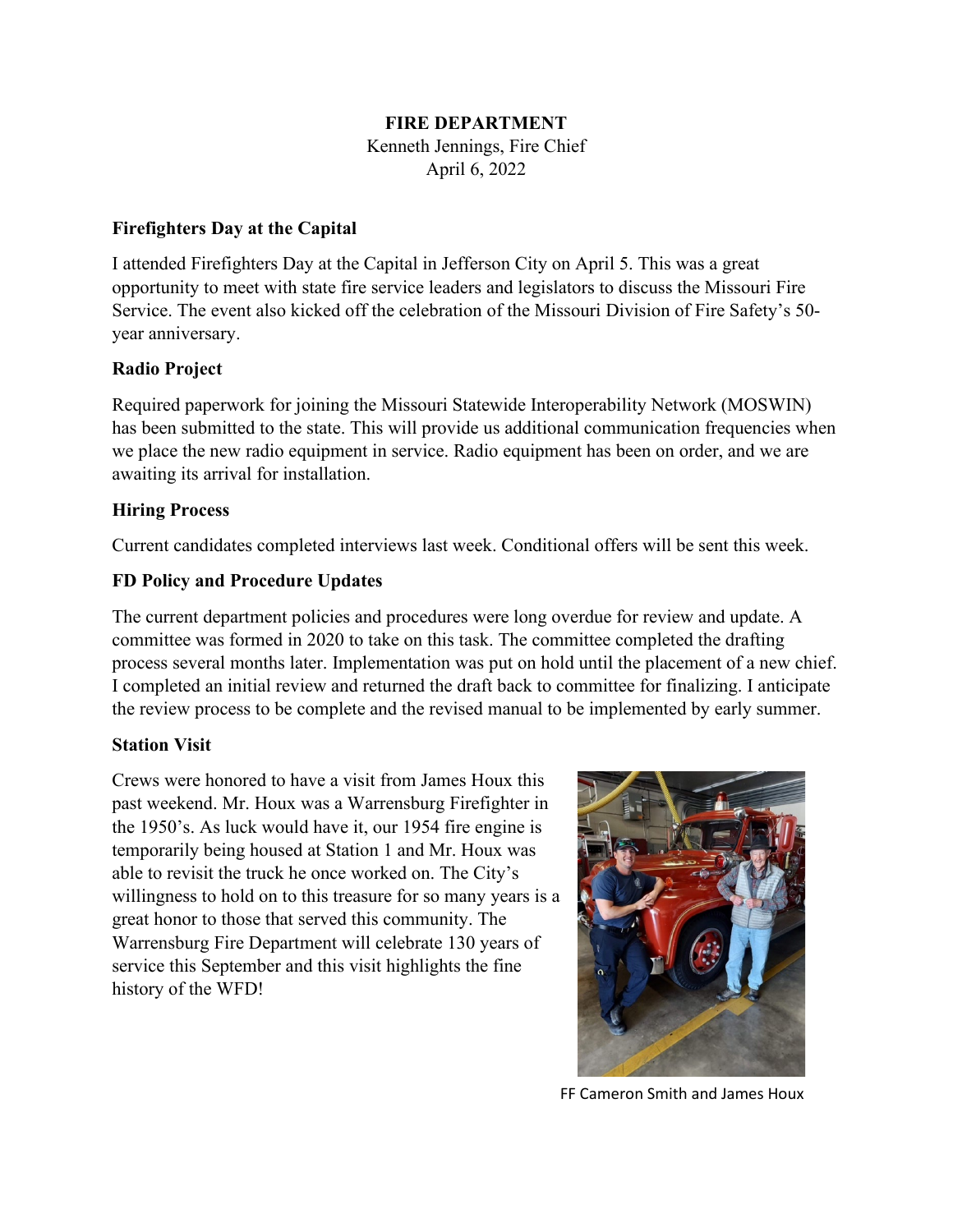# FIRE DEPARTMENT

Kenneth Jennings, Fire Chief
April 6, 2022

## Firefighters Day at the Capital

I attended Firefighters Day at the Capital in Jefferson City on April 5. This was a great opportunity to meet with state fire service leaders and legislators to discuss the Missouri Fire Service. The event also kicked off the celebration of the Missouri Division of Fire Safety's 50-year anniversary.

## Radio Project

Required paperwork for joining the Missouri Statewide Interoperability Network (MOSWIN) has been submitted to the state. This will provide us additional communication frequencies when we place the new radio equipment in service. Radio equipment has been on order, and we are awaiting its arrival for installation.

## Hiring Process

Current candidates completed interviews last week. Conditional offers will be sent this week.

## FD Policy and Procedure Updates

The current department policies and procedures were long overdue for review and update. A committee was formed in 2020 to take on this task. The committee completed the drafting process several months later. Implementation was put on hold until the placement of a new chief. I completed an initial review and returned the draft back to committee for finalizing. I anticipate the review process to be complete and the revised manual to be implemented by early summer.

## Station Visit

Crews were honored to have a visit from James Houx this past weekend. Mr. Houx was a Warrensburg Firefighter in the 1950's. As luck would have it, our 1954 fire engine is temporarily being housed at Station 1 and Mr. Houx was able to revisit the truck he once worked on. The City's willingness to hold on to this treasure for so many years is a great honor to those that served this community. The Warrensburg Fire Department will celebrate 130 years of service this September and this visit highlights the fine history of the WFD!

FF Cameron Smith and James Houx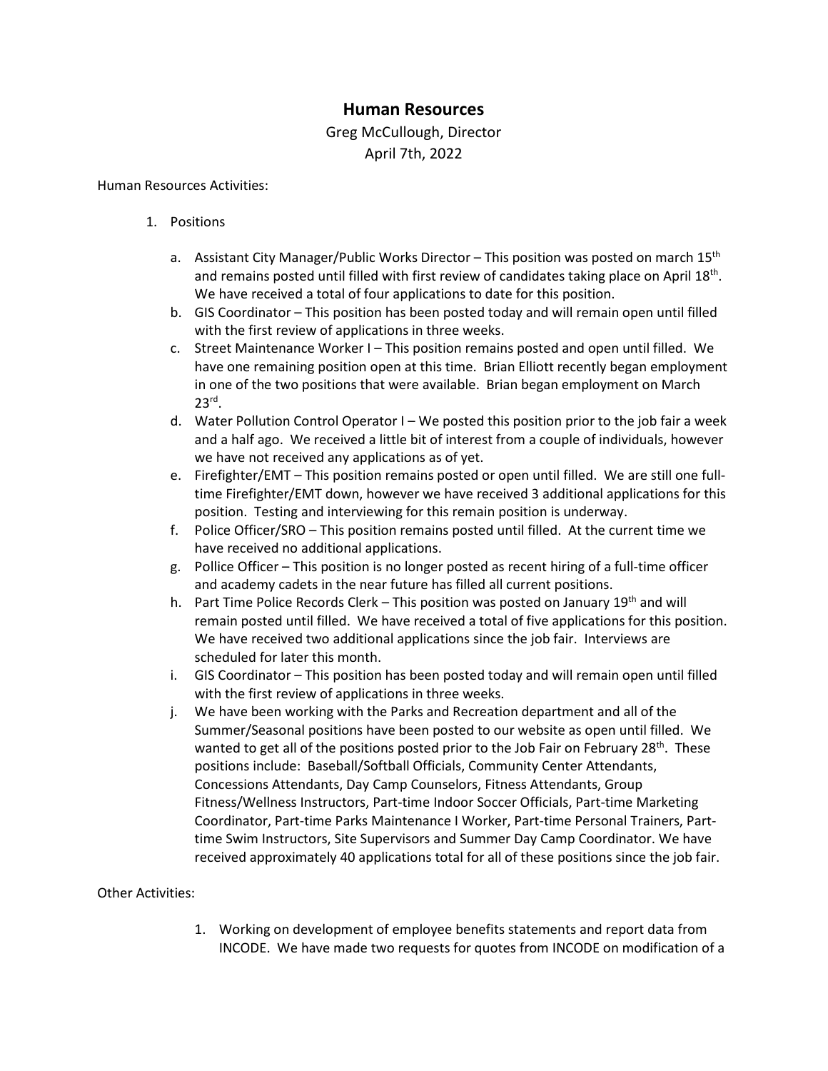# Human Resources

Greg McCullough, Director
April 7th, 2022

Human Resources Activities:

1. Positions

   a. Assistant City Manager/Public Works Director – This position was posted on march 15th and remains posted until filled with first review of candidates taking place on April 18th. We have received a total of four applications to date for this position.
   b. GIS Coordinator – This position has been posted today and will remain open until filled with the first review of applications in three weeks.
   c. Street Maintenance Worker I – This position remains posted and open until filled. We have one remaining position open at this time. Brian Elliott recently began employment in one of the two positions that were available. Brian began employment on March 23rd.
   d. Water Pollution Control Operator I – We posted this position prior to the job fair a week and a half ago. We received a little bit of interest from a couple of individuals, however we have not received any applications as of yet.
   e. Firefighter/EMT – This position remains posted or open until filled. We are still one full-time Firefighter/EMT down, however we have received 3 additional applications for this position. Testing and interviewing for this remain position is underway.
   f. Police Officer/SRO – This position remains posted until filled. At the current time we have received no additional applications.
   g. Pollice Officer – This position is no longer posted as recent hiring of a full-time officer and academy cadets in the near future has filled all current positions.
   h. Part Time Police Records Clerk – This position was posted on January 19th and will remain posted until filled. We have received a total of five applications for this position. We have received two additional applications since the job fair. Interviews are scheduled for later this month.
   i. GIS Coordinator – This position has been posted today and will remain open until filled with the first review of applications in three weeks.
   j. We have been working with the Parks and Recreation department and all of the Summer/Seasonal positions have been posted to our website as open until filled. We wanted to get all of the positions posted prior to the Job Fair on February 28th. These positions include: Baseball/Softball Officials, Community Center Attendants, Concessions Attendants, Day Camp Counselors, Fitness Attendants, Group Fitness/Wellness Instructors, Part-time Indoor Soccer Officials, Part-time Marketing Coordinator, Part-time Parks Maintenance I Worker, Part-time Personal Trainers, Part-time Swim Instructors, Site Supervisors and Summer Day Camp Coordinator. We have received approximately 40 applications total for all of these positions since the job fair.

Other Activities:

1. Working on development of employee benefits statements and report data from INCODE. We have made two requests for quotes from INCODE on modification of a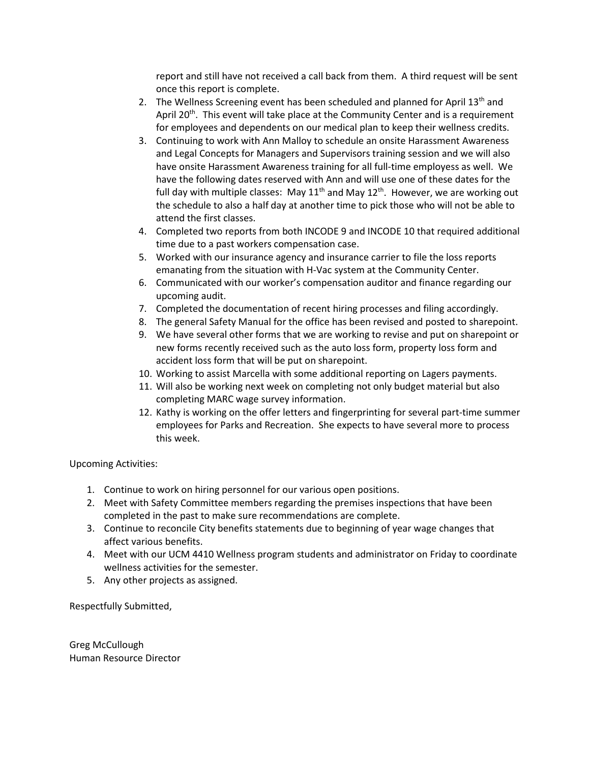report and still have not received a call back from them. A third request will be sent once this report is complete.

2. The Wellness Screening event has been scheduled and planned for April 13th and April 20th. This event will take place at the Community Center and is a requirement for employees and dependents on our medical plan to keep their wellness credits.
3. Continuing to work with Ann Malloy to schedule an onsite Harassment Awareness and Legal Concepts for Managers and Supervisors training session and we will also have onsite Harassment Awareness training for all full-time employess as well. We have the following dates reserved with Ann and will use one of these dates for the full day with multiple classes: May 11th and May 12th. However, we are working out the schedule to also a half day at another time to pick those who will not be able to attend the first classes.
4. Completed two reports from both INCODE 9 and INCODE 10 that required additional time due to a past workers compensation case.
5. Worked with our insurance agency and insurance carrier to file the loss reports emanating from the situation with H-Vac system at the Community Center.
6. Communicated with our worker's compensation auditor and finance regarding our upcoming audit.
7. Completed the documentation of recent hiring processes and filing accordingly.
8. The general Safety Manual for the office has been revised and posted to sharepoint.
9. We have several other forms that we are working to revise and put on sharepoint or new forms recently received such as the auto loss form, property loss form and accident loss form that will be put on sharepoint.
10. Working to assist Marcella with some additional reporting on Lagers payments.
11. Will also be working next week on completing not only budget material but also completing MARC wage survey information.
12. Kathy is working on the offer letters and fingerprinting for several part-time summer employees for Parks and Recreation. She expects to have several more to process this week.

Upcoming Activities:

1. Continue to work on hiring personnel for our various open positions.
2. Meet with Safety Committee members regarding the premises inspections that have been completed in the past to make sure recommendations are complete.
3. Continue to reconcile City benefits statements due to beginning of year wage changes that affect various benefits.
4. Meet with our UCM 4410 Wellness program students and administrator on Friday to coordinate wellness activities for the semester.
5. Any other projects as assigned.

Respectfully Submitted,

Greg McCullough
Human Resource Director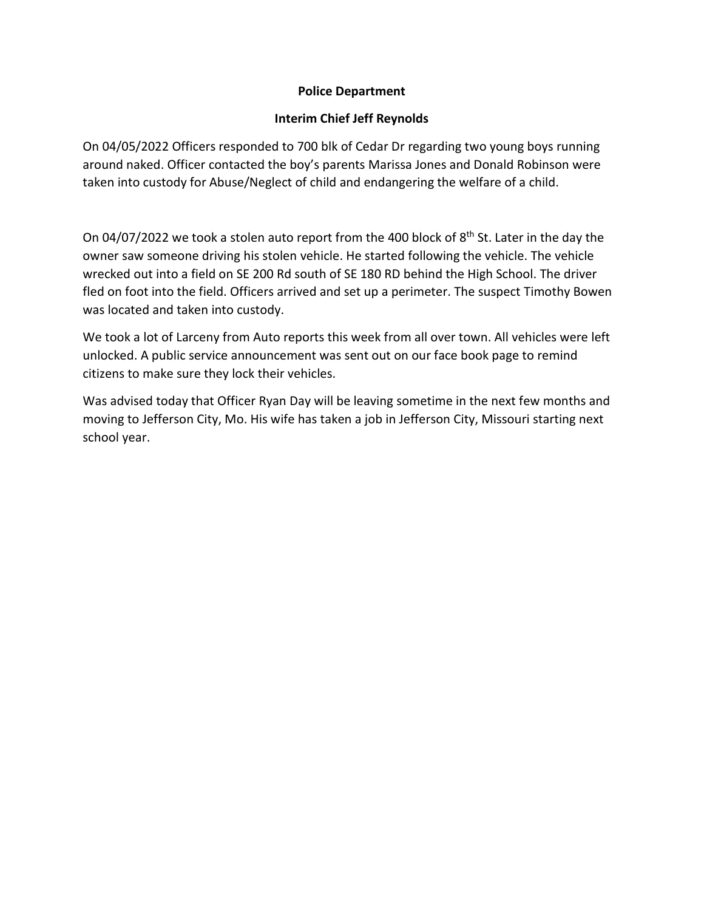**Police Department**

**Interim Chief Jeff Reynolds**

On 04/05/2022 Officers responded to 700 blk of Cedar Dr regarding two young boys running around naked. Officer contacted the boy's parents Marissa Jones and Donald Robinson were taken into custody for Abuse/Neglect of child and endangering the welfare of a child.

On 04/07/2022 we took a stolen auto report from the 400 block of 8th St. Later in the day the owner saw someone driving his stolen vehicle. He started following the vehicle. The vehicle wrecked out into a field on SE 200 Rd south of SE 180 RD behind the High School. The driver fled on foot into the field. Officers arrived and set up a perimeter. The suspect Timothy Bowen was located and taken into custody.

We took a lot of Larceny from Auto reports this week from all over town. All vehicles were left unlocked. A public service announcement was sent out on our face book page to remind citizens to make sure they lock their vehicles.

Was advised today that Officer Ryan Day will be leaving sometime in the next few months and moving to Jefferson City, Mo. His wife has taken a job in Jefferson City, Missouri starting next school year.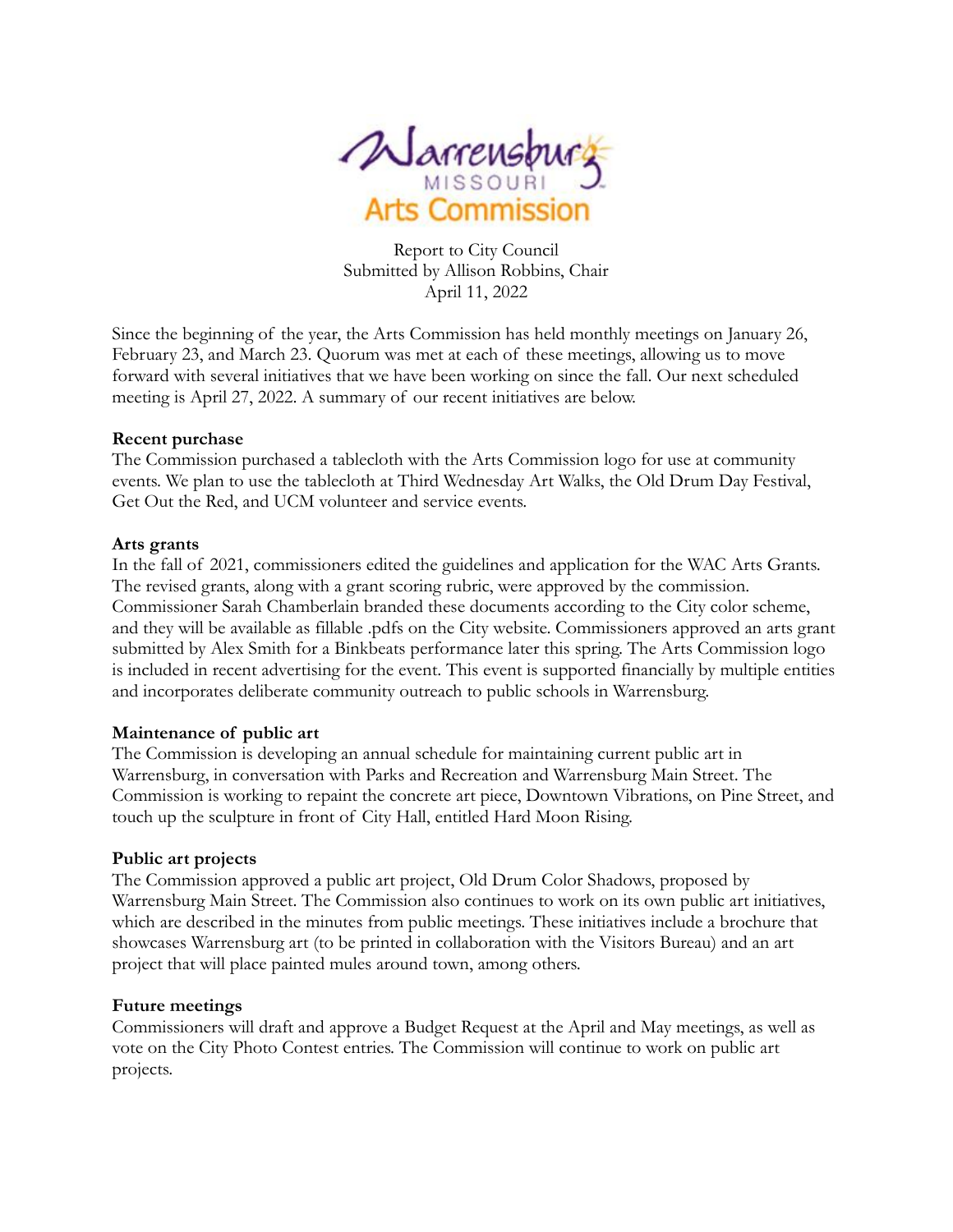Warrensburg MISSOURI Arts Commission

Report to City Council
Submitted by Allison Robbins, Chair
April 11, 2022

Since the beginning of the year, the Arts Commission has held monthly meetings on January 26, February 23, and March 23. Quorum was met at each of these meetings, allowing us to move forward with several initiatives that we have been working on since the fall. Our next scheduled meeting is April 27, 2022. A summary of our recent initiatives are below.

**Recent purchase**

The Commission purchased a tablecloth with the Arts Commission logo for use at community events. We plan to use the tablecloth at Third Wednesday Art Walks, the Old Drum Day Festival, Get Out the Red, and UCM volunteer and service events.

**Arts grants**

In the fall of 2021, commissioners edited the guidelines and application for the WAC Arts Grants. The revised grants, along with a grant scoring rubric, were approved by the commission. Commissioner Sarah Chamberlain branded these documents according to the City color scheme, and they will be available as fillable .pdfs on the City website. Commissioners approved an arts grant submitted by Alex Smith for a Binkbeats performance later this spring. The Arts Commission logo is included in recent advertising for the event. This event is supported financially by multiple entities and incorporates deliberate community outreach to public schools in Warrensburg.

**Maintenance of public art**

The Commission is developing an annual schedule for maintaining current public art in Warrensburg, in conversation with Parks and Recreation and Warrensburg Main Street. The Commission is working to repaint the concrete art piece, Downtown Vibrations, on Pine Street, and touch up the sculpture in front of City Hall, entitled Hard Moon Rising.

**Public art projects**

The Commission approved a public art project, Old Drum Color Shadows, proposed by Warrensburg Main Street. The Commission also continues to work on its own public art initiatives, which are described in the minutes from public meetings. These initiatives include a brochure that showcases Warrensburg art (to be printed in collaboration with the Visitors Bureau) and an art project that will place painted mules around town, among others.

**Future meetings**

Commissioners will draft and approve a Budget Request at the April and May meetings, as well as vote on the City Photo Contest entries. The Commission will continue to work on public art projects.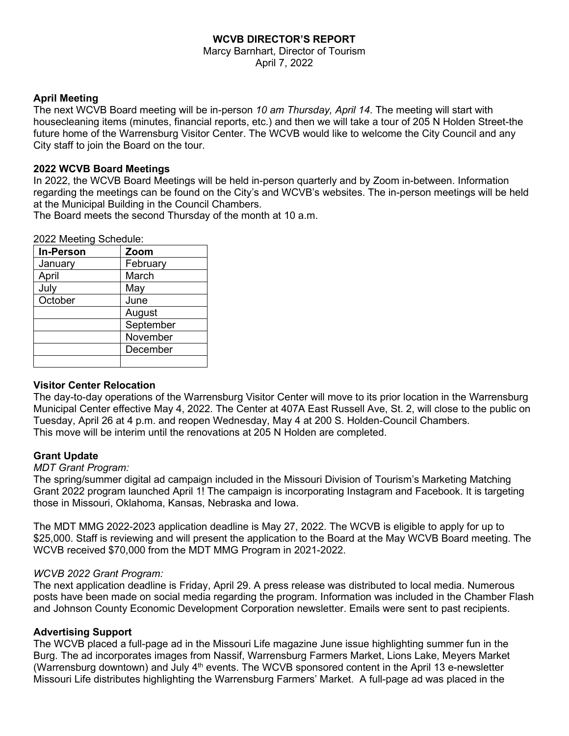**WCVB DIRECTOR'S REPORT**
Marcy Barnhart, Director of Tourism
April 7, 2022

**April Meeting**

The next WCVB Board meeting will be in-person *10 am Thursday, April 14*. The meeting will start with housecleaning items (minutes, financial reports, etc.) and then we will take a tour of 205 N Holden Street-the future home of the Warrensburg Visitor Center. The WCVB would like to welcome the City Council and any City staff to join the Board on the tour.

**2022 WCVB Board Meetings**

In 2022, the WCVB Board Meetings will be held in-person quarterly and by Zoom in-between. Information regarding the meetings can be found on the City's and WCVB's websites. The in-person meetings will be held at the Municipal Building in the Council Chambers.
The Board meets the second Thursday of the month at 10 a.m.

2022 Meeting Schedule:

| **In-Person** | **Zoom** |
|---|---|
| January | February |
| April | March |
| July | May |
| October | June |
| | August |
| | September |
| | November |
| | December |
| | |

**Visitor Center Relocation**

The day-to-day operations of the Warrensburg Visitor Center will move to its prior location in the Warrensburg Municipal Center effective May 4, 2022. The Center at 407A East Russell Ave, St. 2, will close to the public on Tuesday, April 26 at 4 p.m. and reopen Wednesday, May 4 at 200 S. Holden-Council Chambers.
This move will be interim until the renovations at 205 N Holden are completed.

**Grant Update**

*MDT Grant Program:*

The spring/summer digital ad campaign included in the Missouri Division of Tourism's Marketing Matching Grant 2022 program launched April 1! The campaign is incorporating Instagram and Facebook. It is targeting those in Missouri, Oklahoma, Kansas, Nebraska and Iowa.

The MDT MMG 2022-2023 application deadline is May 27, 2022. The WCVB is eligible to apply for up to $25,000. Staff is reviewing and will present the application to the Board at the May WCVB Board meeting. The WCVB received $70,000 from the MDT MMG Program in 2021-2022.

*WCVB 2022 Grant Program:*

The next application deadline is Friday, April 29. A press release was distributed to local media. Numerous posts have been made on social media regarding the program. Information was included in the Chamber Flash and Johnson County Economic Development Corporation newsletter. Emails were sent to past recipients.

**Advertising Support**

The WCVB placed a full-page ad in the Missouri Life magazine June issue highlighting summer fun in the Burg. The ad incorporates images from Nassif, Warrensburg Farmers Market, Lions Lake, Meyers Market (Warrensburg downtown) and July 4th events. The WCVB sponsored content in the April 13 e-newsletter Missouri Life distributes highlighting the Warrensburg Farmers' Market. A full-page ad was placed in the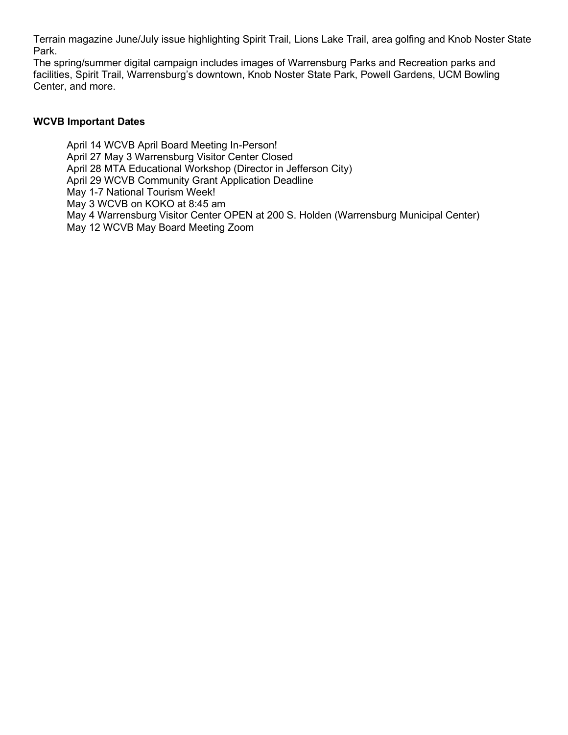Terrain magazine June/July issue highlighting Spirit Trail, Lions Lake Trail, area golfing and Knob Noster State Park.

The spring/summer digital campaign includes images of Warrensburg Parks and Recreation parks and facilities, Spirit Trail, Warrensburg's downtown, Knob Noster State Park, Powell Gardens, UCM Bowling Center, and more.

**WCVB Important Dates**

April 14 WCVB April Board Meeting In-Person!
April 27 May 3 Warrensburg Visitor Center Closed
April 28 MTA Educational Workshop (Director in Jefferson City)
April 29 WCVB Community Grant Application Deadline
May 1-7 National Tourism Week!
May 3 WCVB on KOKO at 8:45 am
May 4 Warrensburg Visitor Center OPEN at 200 S. Holden (Warrensburg Municipal Center)
May 12 WCVB May Board Meeting Zoom